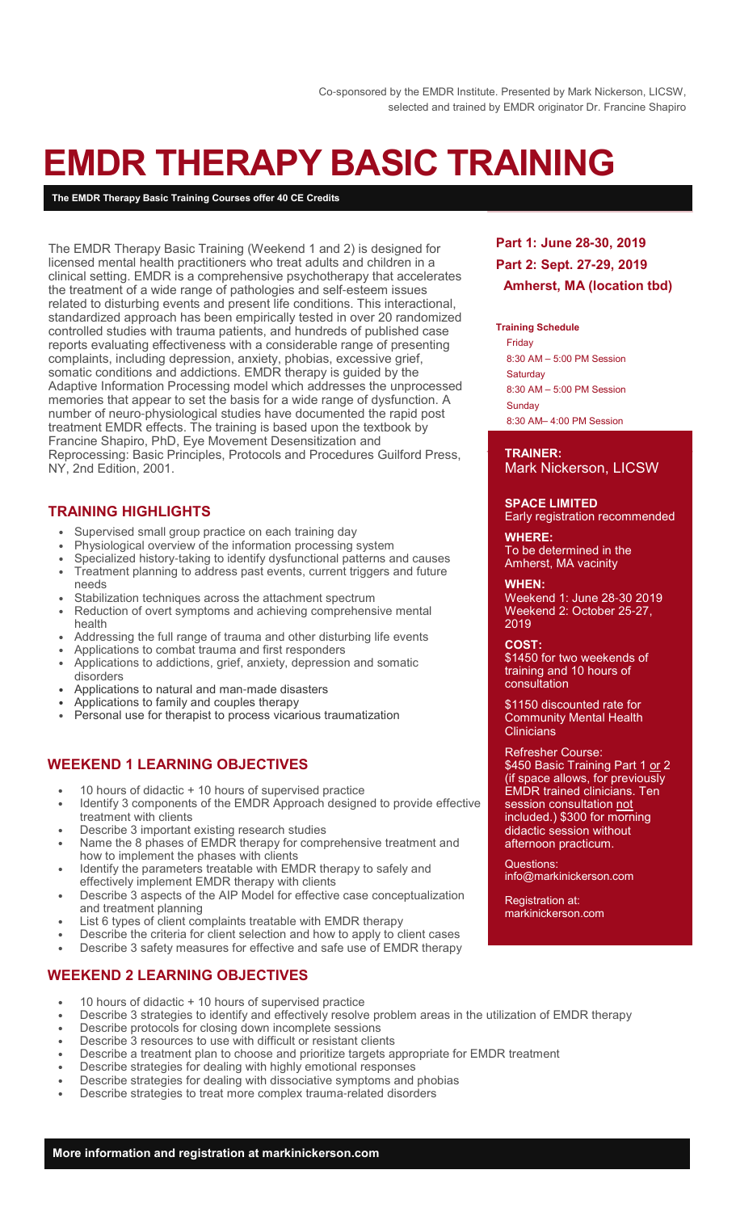Co-sponsored by the EMDR Institute. Presented by Mark Nickerson, LICSW, selected and trained by EMDR originator Dr. Francine Shapiro

# EMDR THERAPY BASIC TRAINING

**The EMDR Therapy Basic Training Courses offer 40 CE Credits**

The EMDR Therapy Basic Training (Weekend 1 and 2) is designed for licensed mental health practitioners who treat adults and children in a clinical setting. EMDR is a comprehensive psychotherapy that accelerates the treatment of a wide range of pathologies and self-esteem issues related to disturbing events and present life conditions. This interactional, standardized approach has been empirically tested in over 20 randomized controlled studies with trauma patients, and hundreds of published case reports evaluating effectiveness with a considerable range of presenting complaints, including depression, anxiety, phobias, excessive grief, somatic conditions and addictions. EMDR therapy is guided by the Adaptive Information Processing model which addresses the unprocessed memories that appear to set the basis for a wide range of dysfunction. A number of neuro-physiological studies have documented the rapid post treatment EMDR effects. The training is based upon the textbook by Francine Shapiro, PhD, Eye Movement Desensitization and Reprocessing: Basic Principles, Protocols and Procedures Guilford Press, NY, 2nd Edition, 2001.

## TRAINING HIGHLIGHTS

- Supervised small group practice on each training day
- Physiological overview of the information processing system
- Specialized history-taking to identify dysfunctional patterns and causes
- Treatment planning to address past events, current triggers and future needs
- Stabilization techniques across the attachment spectrum
- Reduction of overt symptoms and achieving comprehensive mental health
- Addressing the full range of trauma and other disturbing life events
- Applications to combat trauma and first responders
- Applications to addictions, grief, anxiety, depression and somatic disorders
- Applications to natural and man-made disasters
- Applications to family and couples therapy
- Personal use for therapist to process vicarious traumatization

## WEEKEND 1 LEARNING OBJECTIVES

- 10 hours of didactic + 10 hours of supervised practice
- Identify 3 components of the EMDR Approach designed to provide effective treatment with clients
- Describe 3 important existing research studies
- Name the 8 phases of EMDR therapy for comprehensive treatment and how to implement the phases with clients
- Identify the parameters treatable with EMDR therapy to safely and effectively implement EMDR therapy with clients
- Describe 3 aspects of the AIP Model for effective case conceptualization and treatment planning
- List 6 types of client complaints treatable with EMDR therapy
- Describe the criteria for client selection and how to apply to client cases
- Describe 3 safety measures for effective and safe use of EMDR therapy

## WEEKEND 2 LEARNING OBJECTIVES

- 10 hours of didactic + 10 hours of supervised practice
- Describe 3 strategies to identify and effectively resolve problem areas in the utilization of EMDR therapy
- Describe protocols for closing down incomplete sessions
- Describe 3 resources to use with difficult or resistant clients
- Describe a treatment plan to choose and prioritize targets appropriate for EMDR treatment
- Describe strategies for dealing with highly emotional responses
- Describe strategies for dealing with dissociative symptoms and phobias
- Describe strategies to treat more complex trauma-related disorders

**Part 1: June 28-30, 2019**
**Part 2: Sept. 27-29, 2019**
**Amherst, MA (location tbd)**

**Training Schedule**

Friday
8:30 AM – 5:00 PM Session
Saturday
8:30 AM – 5:00 PM Session
Sunday
8:30 AM– 4:00 PM Session

**TRAINER:**
Mark Nickerson, LICSW

**SPACE LIMITED**
Early registration recommended

**WHERE:**
To be determined in the Amherst, MA vacinity

**WHEN:**
Weekend 1: June 28-30 2019
Weekend 2: October 25-27, 2019

**COST:**
$1450 for two weekends of training and 10 hours of consultation

$1150 discounted rate for Community Mental Health Clinicians

Refresher Course:
$450 Basic Training Part 1 or 2 (if space allows, for previously EMDR trained clinicians. Ten session consultation not included.) $300 for morning didactic session without afternoon practicum.

Questions:
info@markinickerson.com

Registration at:
markinickerson.com

**More information and registration at markinickerson.com**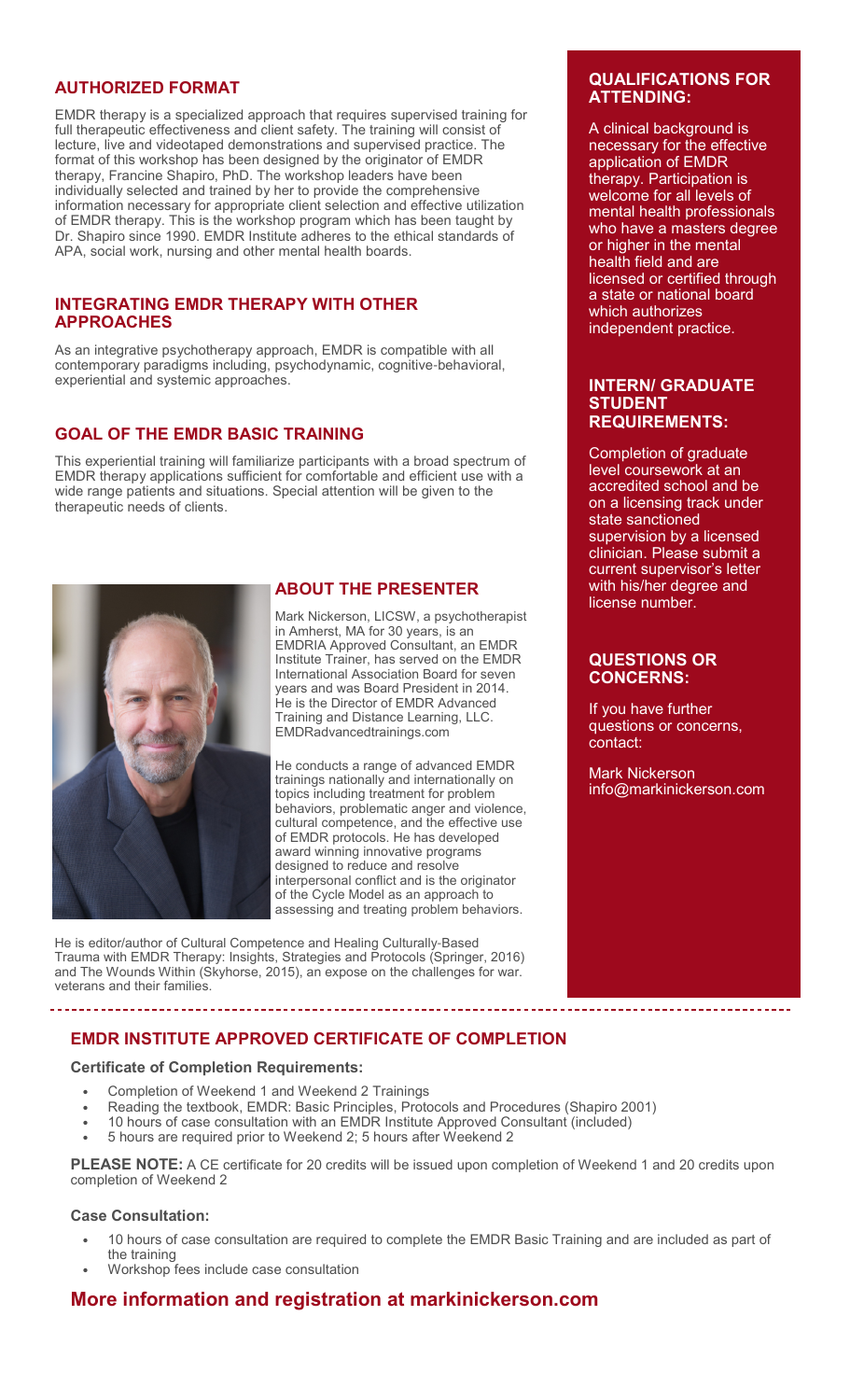## AUTHORIZED FORMAT

EMDR therapy is a specialized approach that requires supervised training for full therapeutic effectiveness and client safety. The training will consist of lecture, live and videotaped demonstrations and supervised practice. The format of this workshop has been designed by the originator of EMDR therapy, Francine Shapiro, PhD. The workshop leaders have been individually selected and trained by her to provide the comprehensive information necessary for appropriate client selection and effective utilization of EMDR therapy. This is the workshop program which has been taught by Dr. Shapiro since 1990. EMDR Institute adheres to the ethical standards of APA, social work, nursing and other mental health boards.

## INTEGRATING EMDR THERAPY WITH OTHER APPROACHES

As an integrative psychotherapy approach, EMDR is compatible with all contemporary paradigms including, psychodynamic, cognitive-behavioral, experiential and systemic approaches.

## GOAL OF THE EMDR BASIC TRAINING

This experiential training will familiarize participants with a broad spectrum of EMDR therapy applications sufficient for comfortable and efficient use with a wide range patients and situations. Special attention will be given to the therapeutic needs of clients.

## ABOUT THE PRESENTER

Mark Nickerson, LICSW, a psychotherapist in Amherst, MA for 30 years, is an EMDRIA Approved Consultant, an EMDR Institute Trainer, has served on the EMDR International Association Board for seven years and was Board President in 2014. He is the Director of EMDR Advanced Training and Distance Learning, LLC. EMDRadvancedtrainings.com

He conducts a range of advanced EMDR trainings nationally and internationally on topics including treatment for problem behaviors, problematic anger and violence, cultural competence, and the effective use of EMDR protocols. He has developed award winning innovative programs designed to reduce and resolve interpersonal conflict and is the originator of the Cycle Model as an approach to assessing and treating problem behaviors.

He is editor/author of Cultural Competence and Healing Culturally-Based Trauma with EMDR Therapy: Insights, Strategies and Protocols (Springer, 2016) and The Wounds Within (Skyhorse, 2015), an expose on the challenges for war. veterans and their families.

## QUALIFICATIONS FOR ATTENDING:

A clinical background is necessary for the effective application of EMDR therapy. Participation is welcome for all levels of mental health professionals who have a masters degree or higher in the mental health field and are licensed or certified through a state or national board which authorizes independent practice.

## INTERN/ GRADUATE STUDENT REQUIREMENTS:

Completion of graduate level coursework at an accredited school and be on a licensing track under state sanctioned supervision by a licensed clinician. Please submit a current supervisor's letter with his/her degree and license number.

## QUESTIONS OR CONCERNS:

If you have further questions or concerns, contact:

Mark Nickerson
info@markinickerson.com

## EMDR INSTITUTE APPROVED CERTIFICATE OF COMPLETION

**Certificate of Completion Requirements:**

- Completion of Weekend 1 and Weekend 2 Trainings
- Reading the textbook, EMDR: Basic Principles, Protocols and Procedures (Shapiro 2001)
- 10 hours of case consultation with an EMDR Institute Approved Consultant (included)
- 5 hours are required prior to Weekend 2; 5 hours after Weekend 2

**PLEASE NOTE:** A CE certificate for 20 credits will be issued upon completion of Weekend 1 and 20 credits upon completion of Weekend 2

**Case Consultation:**

- 10 hours of case consultation are required to complete the EMDR Basic Training and are included as part of the training
- Workshop fees include case consultation

## More information and registration at markinickerson.com